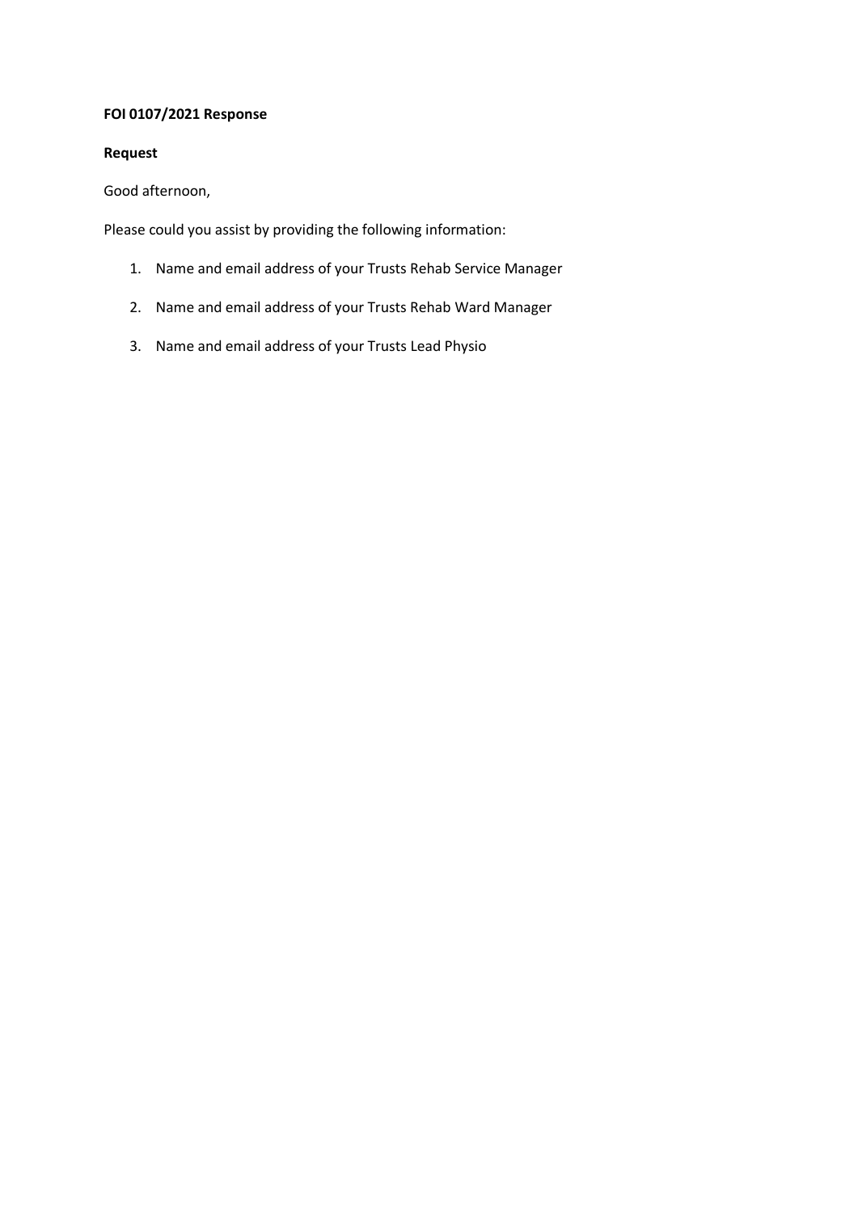**FOI 0107/2021 Response**

**Request**

Good afternoon,

Please could you assist by providing the following information:

1. Name and email address of your Trusts Rehab Service Manager
2. Name and email address of your Trusts Rehab Ward Manager
3. Name and email address of your Trusts Lead Physio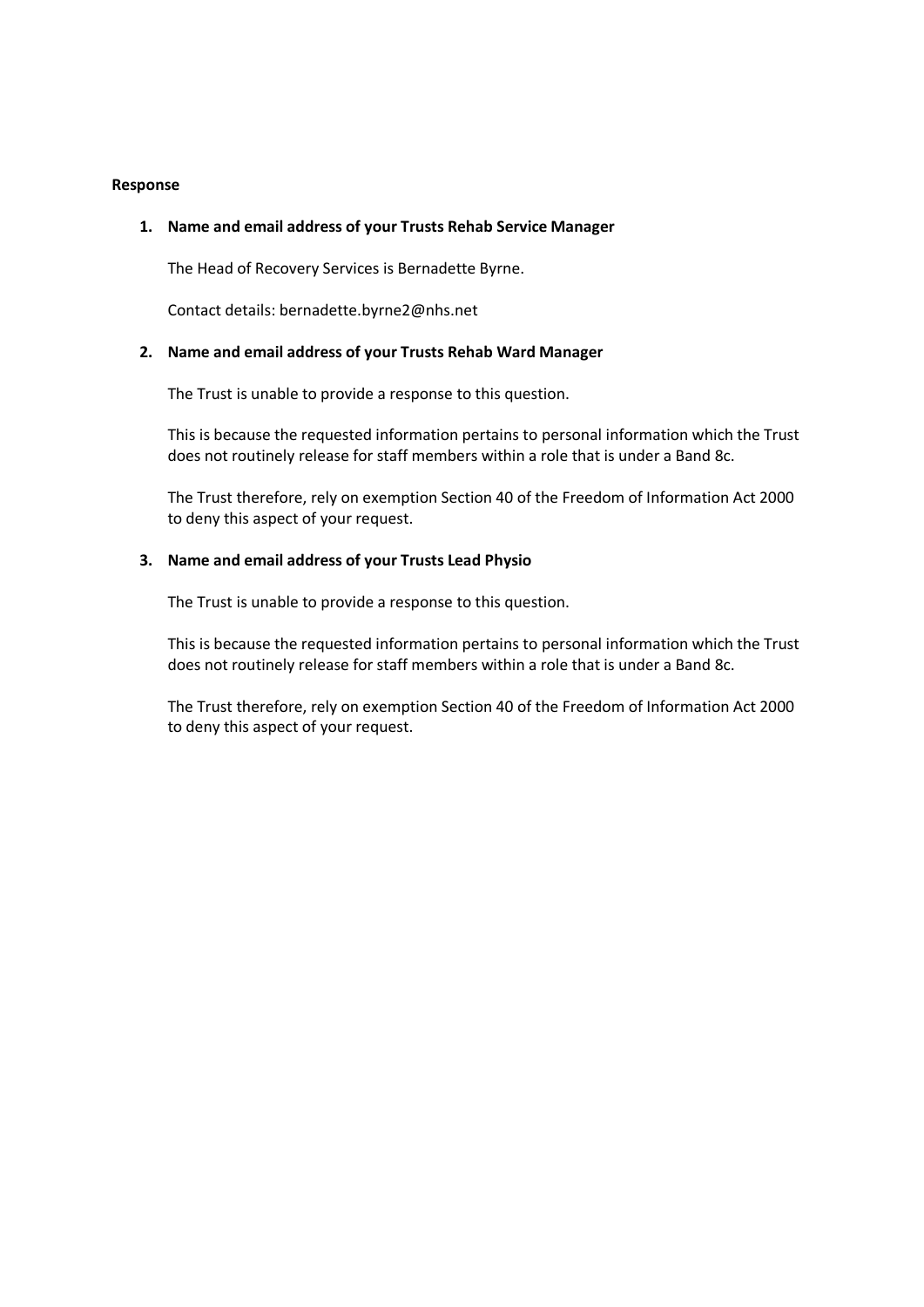**Response**

1. **Name and email address of your Trusts Rehab Service Manager**

   The Head of Recovery Services is Bernadette Byrne.

   Contact details: bernadette.byrne2@nhs.net

2. **Name and email address of your Trusts Rehab Ward Manager**

   The Trust is unable to provide a response to this question.

   This is because the requested information pertains to personal information which the Trust does not routinely release for staff members within a role that is under a Band 8c.

   The Trust therefore, rely on exemption Section 40 of the Freedom of Information Act 2000 to deny this aspect of your request.

3. **Name and email address of your Trusts Lead Physio**

   The Trust is unable to provide a response to this question.

   This is because the requested information pertains to personal information which the Trust does not routinely release for staff members within a role that is under a Band 8c.

   The Trust therefore, rely on exemption Section 40 of the Freedom of Information Act 2000 to deny this aspect of your request.